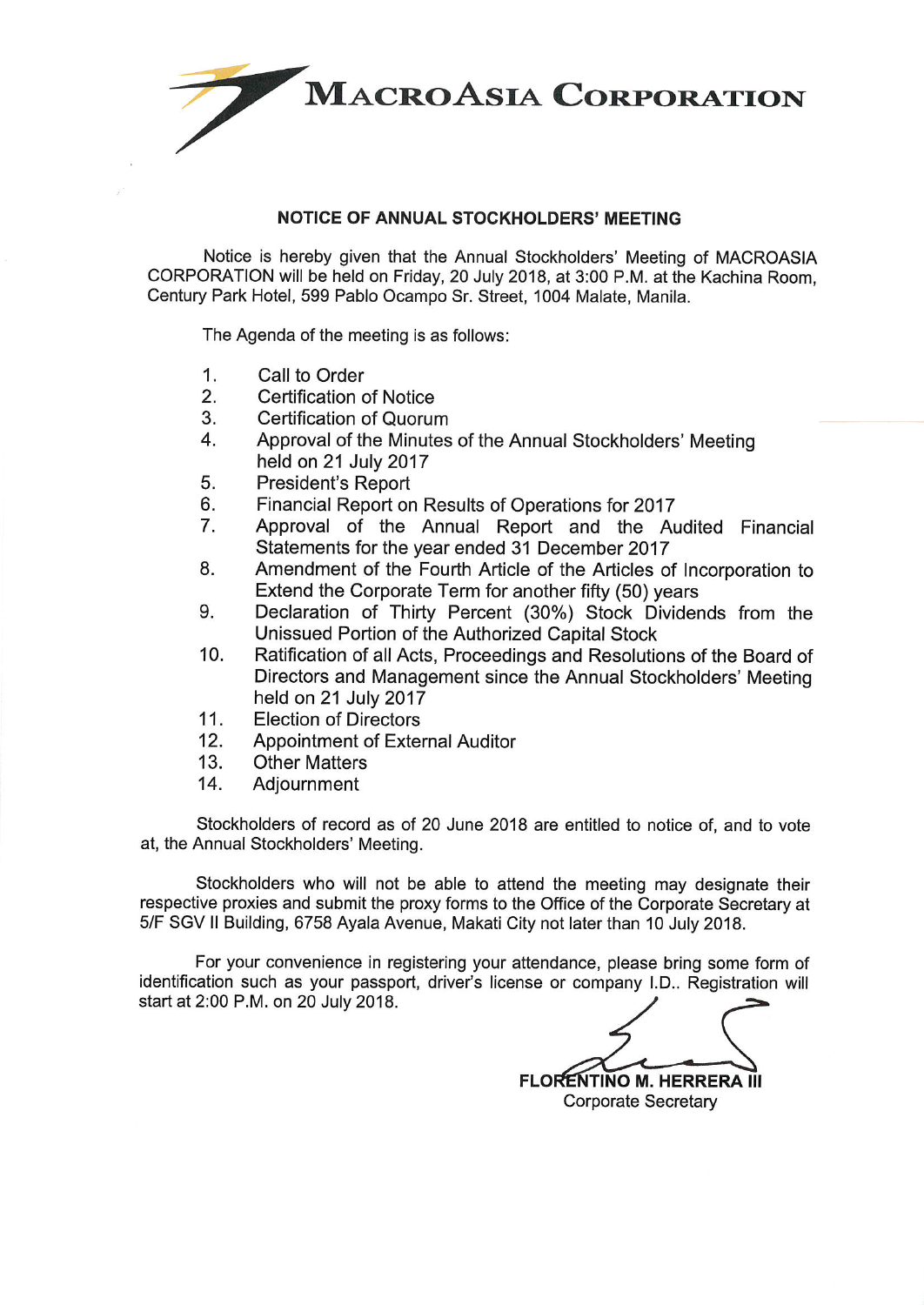# MACROASIA CORPORATION

## NOTICE OF ANNUAL STOCKHOLDERS' MEETING

Notice is hereby given that the Annual Stockholders' Meeting of MACROASIA CORPORATION will be held on Friday, 20 July 2018, at 3:00 P.M. at the Kachina Room, Century Park Hotel, 599 Pablo Ocampo Sr. Street, 1004 Malate, Manila.

The Agenda of the meeting is as follows:

1. Call to Order
2. Certification of Notice
3. Certification of Quorum
4. Approval of the Minutes of the Annual Stockholders' Meeting held on 21 July 2017
5. President's Report
6. Financial Report on Results of Operations for 2017
7. Approval of the Annual Report and the Audited Financial Statements for the year ended 31 December 2017
8. Amendment of the Fourth Article of the Articles of Incorporation to Extend the Corporate Term for another fifty (50) years
9. Declaration of Thirty Percent (30%) Stock Dividends from the Unissued Portion of the Authorized Capital Stock
10. Ratification of all Acts, Proceedings and Resolutions of the Board of Directors and Management since the Annual Stockholders' Meeting held on 21 July 2017
11. Election of Directors
12. Appointment of External Auditor
13. Other Matters
14. Adjournment

Stockholders of record as of 20 June 2018 are entitled to notice of, and to vote at, the Annual Stockholders' Meeting.

Stockholders who will not be able to attend the meeting may designate their respective proxies and submit the proxy forms to the Office of the Corporate Secretary at 5/F SGV II Building, 6758 Ayala Avenue, Makati City not later than 10 July 2018.

For your convenience in registering your attendance, please bring some form of identification such as your passport, driver's license or company I.D.. Registration will start at 2:00 P.M. on 20 July 2018.

**FLORENTINO M. HERRERA III**
Corporate Secretary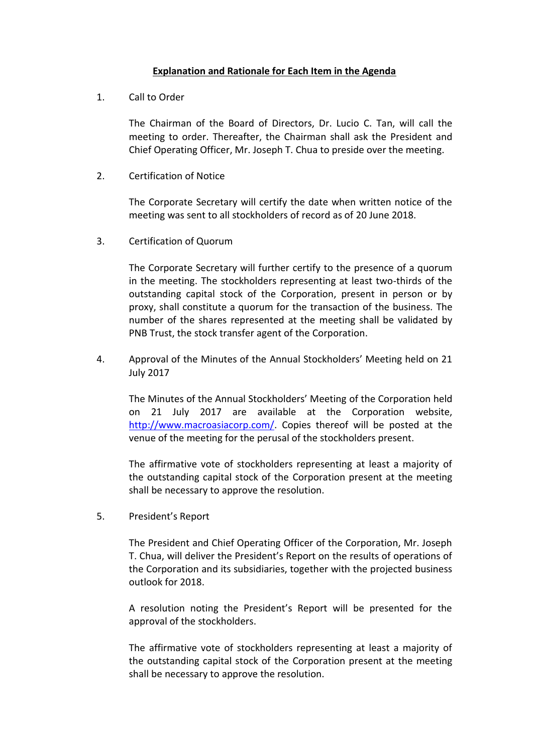**Explanation and Rationale for Each Item in the Agenda**

1. Call to Order

   The Chairman of the Board of Directors, Dr. Lucio C. Tan, will call the meeting to order. Thereafter, the Chairman shall ask the President and Chief Operating Officer, Mr. Joseph T. Chua to preside over the meeting.

2. Certification of Notice

   The Corporate Secretary will certify the date when written notice of the meeting was sent to all stockholders of record as of 20 June 2018.

3. Certification of Quorum

   The Corporate Secretary will further certify to the presence of a quorum in the meeting. The stockholders representing at least two-thirds of the outstanding capital stock of the Corporation, present in person or by proxy, shall constitute a quorum for the transaction of the business. The number of the shares represented at the meeting shall be validated by PNB Trust, the stock transfer agent of the Corporation.

4. Approval of the Minutes of the Annual Stockholders' Meeting held on 21 July 2017

   The Minutes of the Annual Stockholders' Meeting of the Corporation held on 21 July 2017 are available at the Corporation website, http://www.macroasiacorp.com/. Copies thereof will be posted at the venue of the meeting for the perusal of the stockholders present.

   The affirmative vote of stockholders representing at least a majority of the outstanding capital stock of the Corporation present at the meeting shall be necessary to approve the resolution.

5. President's Report

   The President and Chief Operating Officer of the Corporation, Mr. Joseph T. Chua, will deliver the President's Report on the results of operations of the Corporation and its subsidiaries, together with the projected business outlook for 2018.

   A resolution noting the President's Report will be presented for the approval of the stockholders.

   The affirmative vote of stockholders representing at least a majority of the outstanding capital stock of the Corporation present at the meeting shall be necessary to approve the resolution.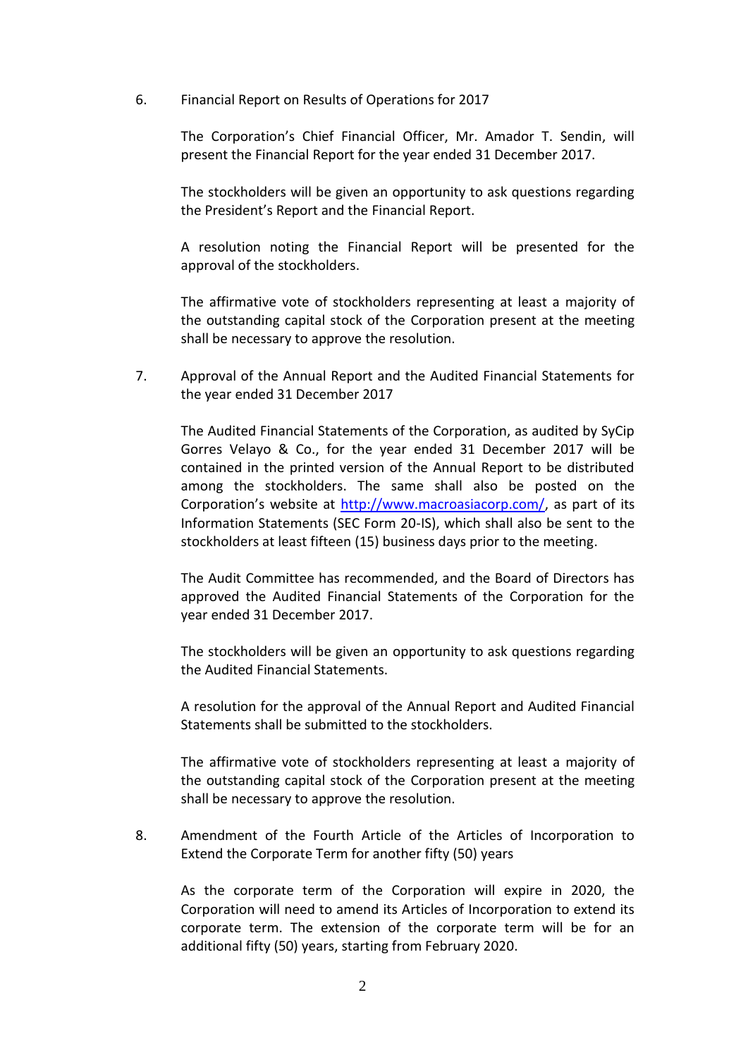6. Financial Report on Results of Operations for 2017

   The Corporation's Chief Financial Officer, Mr. Amador T. Sendin, will present the Financial Report for the year ended 31 December 2017.

   The stockholders will be given an opportunity to ask questions regarding the President's Report and the Financial Report.

   A resolution noting the Financial Report will be presented for the approval of the stockholders.

   The affirmative vote of stockholders representing at least a majority of the outstanding capital stock of the Corporation present at the meeting shall be necessary to approve the resolution.

7. Approval of the Annual Report and the Audited Financial Statements for the year ended 31 December 2017

   The Audited Financial Statements of the Corporation, as audited by SyCip Gorres Velayo & Co., for the year ended 31 December 2017 will be contained in the printed version of the Annual Report to be distributed among the stockholders. The same shall also be posted on the Corporation's website at [http://www.macroasiacorp.com/](http://www.macroasiacorp.com/), as part of its Information Statements (SEC Form 20-IS), which shall also be sent to the stockholders at least fifteen (15) business days prior to the meeting.

   The Audit Committee has recommended, and the Board of Directors has approved the Audited Financial Statements of the Corporation for the year ended 31 December 2017.

   The stockholders will be given an opportunity to ask questions regarding the Audited Financial Statements.

   A resolution for the approval of the Annual Report and Audited Financial Statements shall be submitted to the stockholders.

   The affirmative vote of stockholders representing at least a majority of the outstanding capital stock of the Corporation present at the meeting shall be necessary to approve the resolution.

8. Amendment of the Fourth Article of the Articles of Incorporation to Extend the Corporate Term for another fifty (50) years

   As the corporate term of the Corporation will expire in 2020, the Corporation will need to amend its Articles of Incorporation to extend its corporate term. The extension of the corporate term will be for an additional fifty (50) years, starting from February 2020.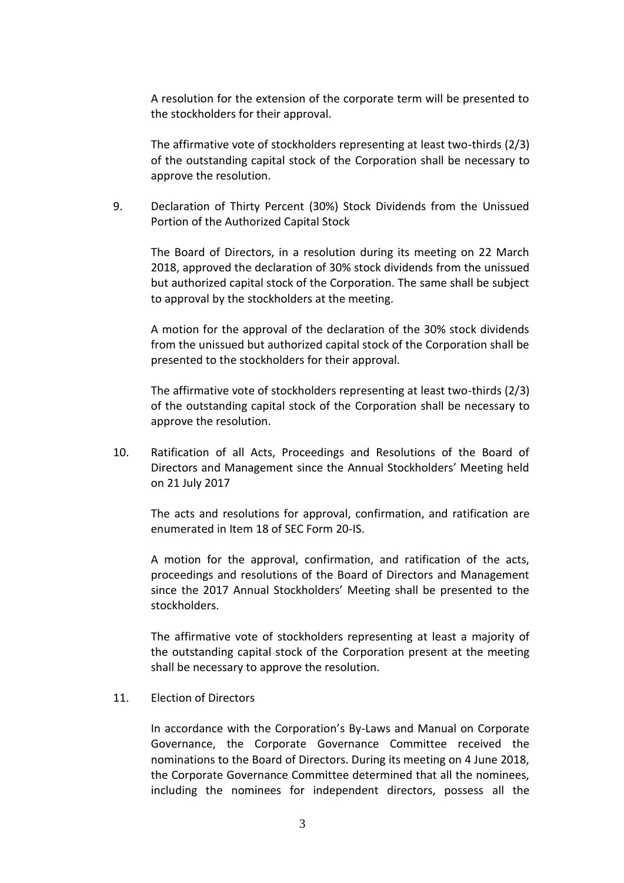A resolution for the extension of the corporate term will be presented to the stockholders for their approval.

The affirmative vote of stockholders representing at least two-thirds (2/3) of the outstanding capital stock of the Corporation shall be necessary to approve the resolution.

9. Declaration of Thirty Percent (30%) Stock Dividends from the Unissued Portion of the Authorized Capital Stock

   The Board of Directors, in a resolution during its meeting on 22 March 2018, approved the declaration of 30% stock dividends from the unissued but authorized capital stock of the Corporation. The same shall be subject to approval by the stockholders at the meeting.

   A motion for the approval of the declaration of the 30% stock dividends from the unissued but authorized capital stock of the Corporation shall be presented to the stockholders for their approval.

   The affirmative vote of stockholders representing at least two-thirds (2/3) of the outstanding capital stock of the Corporation shall be necessary to approve the resolution.

10. Ratification of all Acts, Proceedings and Resolutions of the Board of Directors and Management since the Annual Stockholders' Meeting held on 21 July 2017

    The acts and resolutions for approval, confirmation, and ratification are enumerated in Item 18 of SEC Form 20-IS.

    A motion for the approval, confirmation, and ratification of the acts, proceedings and resolutions of the Board of Directors and Management since the 2017 Annual Stockholders' Meeting shall be presented to the stockholders.

    The affirmative vote of stockholders representing at least a majority of the outstanding capital stock of the Corporation present at the meeting shall be necessary to approve the resolution.

11. Election of Directors

    In accordance with the Corporation's By-Laws and Manual on Corporate Governance, the Corporate Governance Committee received the nominations to the Board of Directors. During its meeting on 4 June 2018, the Corporate Governance Committee determined that all the nominees, including the nominees for independent directors, possess all the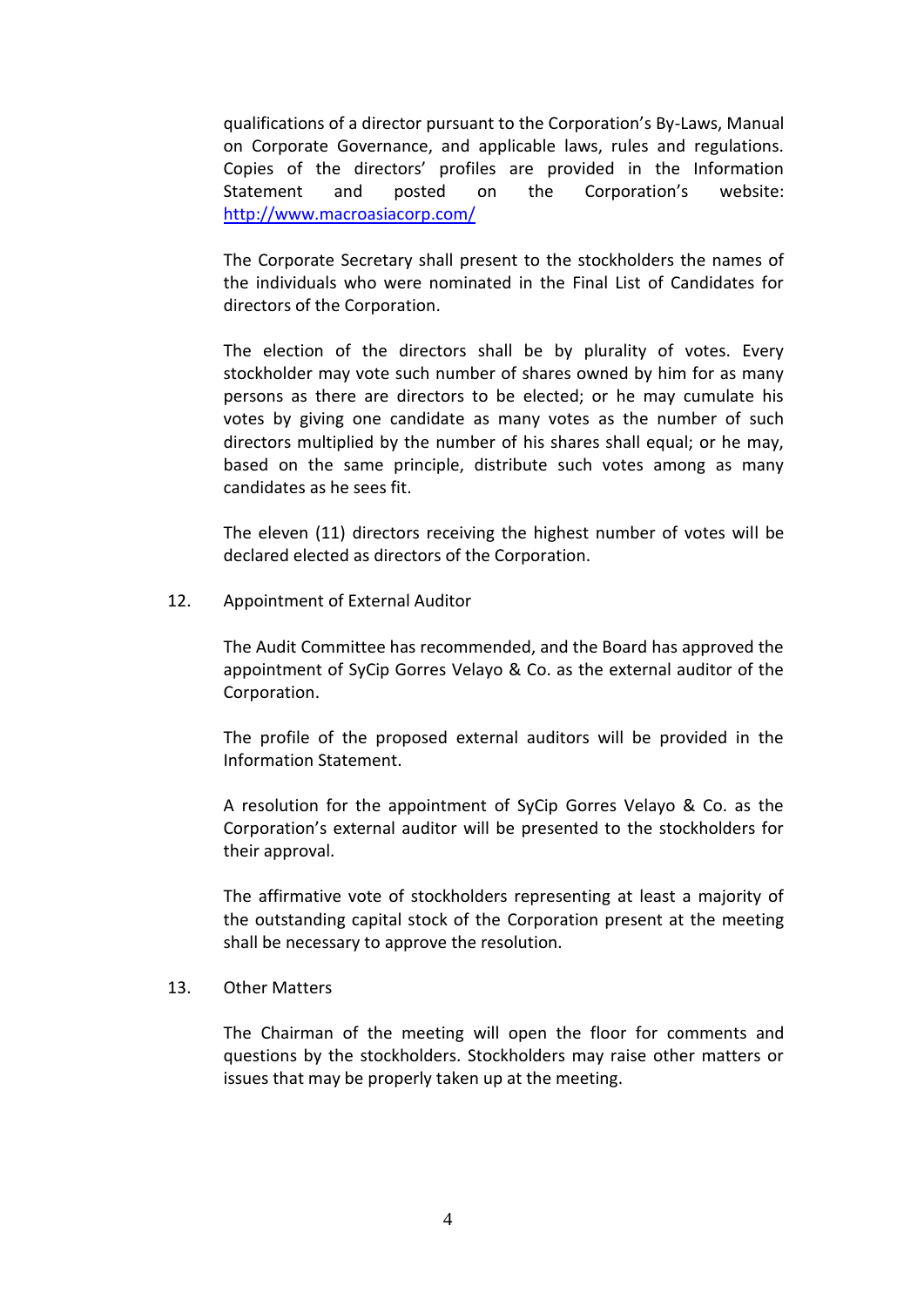qualifications of a director pursuant to the Corporation's By-Laws, Manual on Corporate Governance, and applicable laws, rules and regulations. Copies of the directors' profiles are provided in the Information Statement and posted on the Corporation's website: [http://www.macroasiacorp.com/](http://www.macroasiacorp.com/)

The Corporate Secretary shall present to the stockholders the names of the individuals who were nominated in the Final List of Candidates for directors of the Corporation.

The election of the directors shall be by plurality of votes. Every stockholder may vote such number of shares owned by him for as many persons as there are directors to be elected; or he may cumulate his votes by giving one candidate as many votes as the number of such directors multiplied by the number of his shares shall equal; or he may, based on the same principle, distribute such votes among as many candidates as he sees fit.

The eleven (11) directors receiving the highest number of votes will be declared elected as directors of the Corporation.

12. Appointment of External Auditor

The Audit Committee has recommended, and the Board has approved the appointment of SyCip Gorres Velayo & Co. as the external auditor of the Corporation.

The profile of the proposed external auditors will be provided in the Information Statement.

A resolution for the appointment of SyCip Gorres Velayo & Co. as the Corporation's external auditor will be presented to the stockholders for their approval.

The affirmative vote of stockholders representing at least a majority of the outstanding capital stock of the Corporation present at the meeting shall be necessary to approve the resolution.

13. Other Matters

The Chairman of the meeting will open the floor for comments and questions by the stockholders. Stockholders may raise other matters or issues that may be properly taken up at the meeting.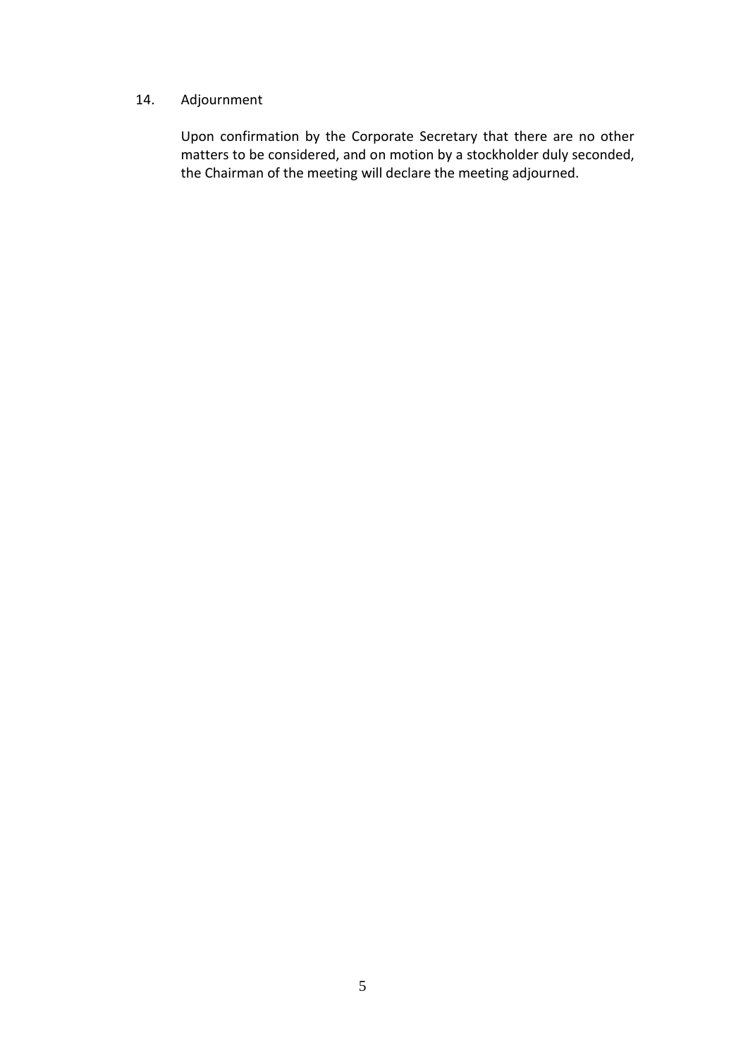14. Adjournment

    Upon confirmation by the Corporate Secretary that there are no other matters to be considered, and on motion by a stockholder duly seconded, the Chairman of the meeting will declare the meeting adjourned.